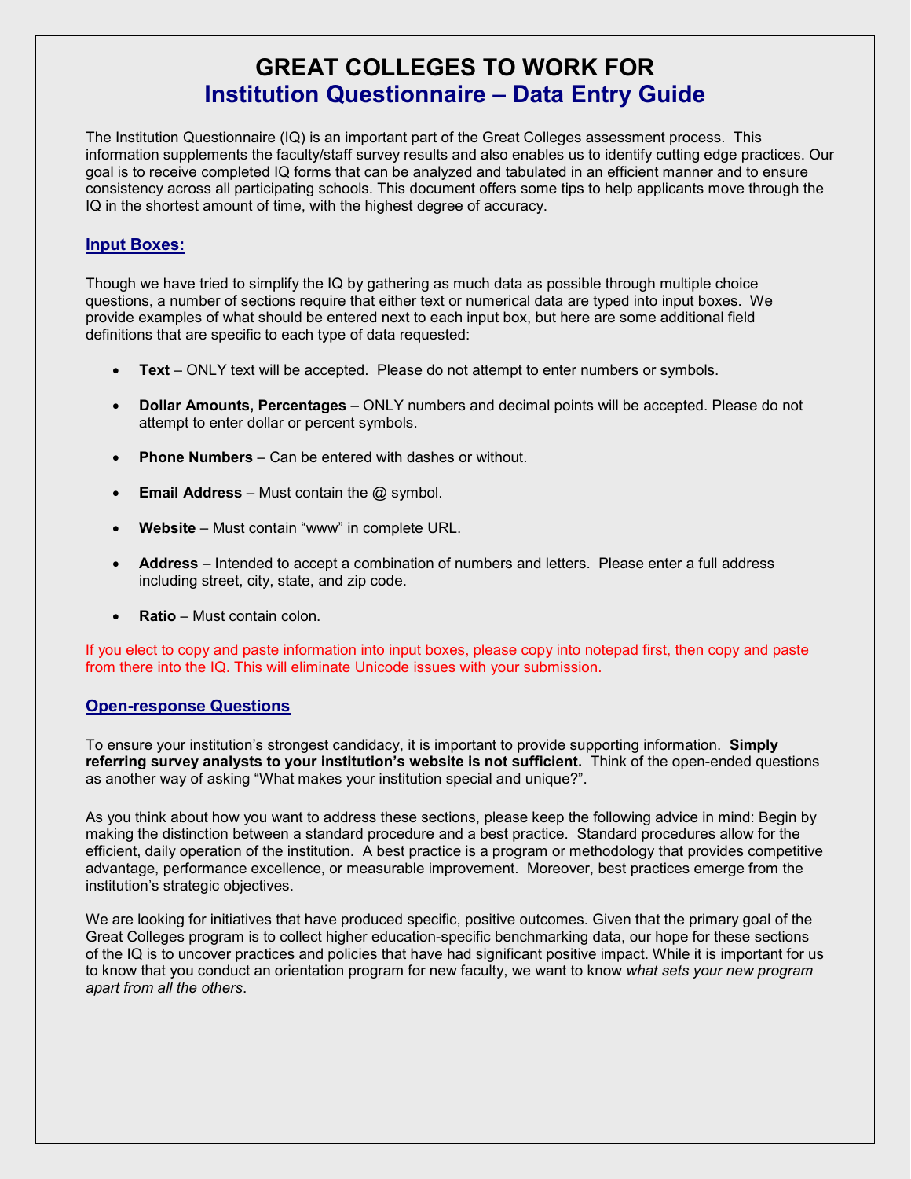# GREAT COLLEGES TO WORK FOR
## Institution Questionnaire – Data Entry Guide

The Institution Questionnaire (IQ) is an important part of the Great Colleges assessment process. This information supplements the faculty/staff survey results and also enables us to identify cutting edge practices. Our goal is to receive completed IQ forms that can be analyzed and tabulated in an efficient manner and to ensure consistency across all participating schools. This document offers some tips to help applicants move through the IQ in the shortest amount of time, with the highest degree of accuracy.

### Input Boxes:

Though we have tried to simplify the IQ by gathering as much data as possible through multiple choice questions, a number of sections require that either text or numerical data are typed into input boxes. We provide examples of what should be entered next to each input box, but here are some additional field definitions that are specific to each type of data requested:

- **Text** – ONLY text will be accepted. Please do not attempt to enter numbers or symbols.
- **Dollar Amounts, Percentages** – ONLY numbers and decimal points will be accepted. Please do not attempt to enter dollar or percent symbols.
- **Phone Numbers** – Can be entered with dashes or without.
- **Email Address** – Must contain the @ symbol.
- **Website** – Must contain "www" in complete URL.
- **Address** – Intended to accept a combination of numbers and letters. Please enter a full address including street, city, state, and zip code.
- **Ratio** – Must contain colon.

If you elect to copy and paste information into input boxes, please copy into notepad first, then copy and paste from there into the IQ. This will eliminate Unicode issues with your submission.

### Open-response Questions

To ensure your institution's strongest candidacy, it is important to provide supporting information. **Simply referring survey analysts to your institution's website is not sufficient.** Think of the open-ended questions as another way of asking "What makes your institution special and unique?".

As you think about how you want to address these sections, please keep the following advice in mind: Begin by making the distinction between a standard procedure and a best practice. Standard procedures allow for the efficient, daily operation of the institution. A best practice is a program or methodology that provides competitive advantage, performance excellence, or measurable improvement. Moreover, best practices emerge from the institution's strategic objectives.

We are looking for initiatives that have produced specific, positive outcomes. Given that the primary goal of the Great Colleges program is to collect higher education-specific benchmarking data, our hope for these sections of the IQ is to uncover practices and policies that have had significant positive impact. While it is important for us to know that you conduct an orientation program for new faculty, we want to know *what sets your new program apart from all the others*.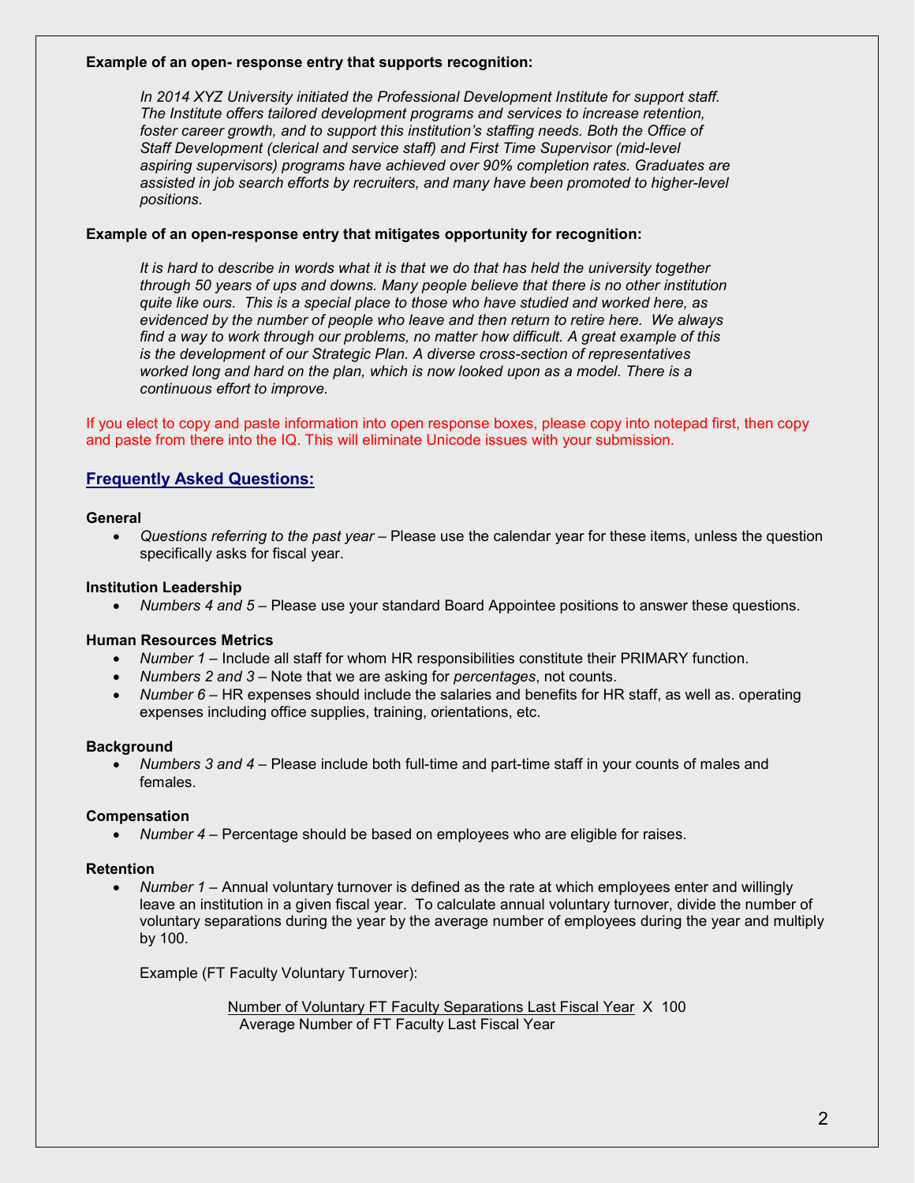**Example of an open- response entry that supports recognition:**

> *In 2014 XYZ University initiated the Professional Development Institute for support staff. The Institute offers tailored development programs and services to increase retention, foster career growth, and to support this institution's staffing needs. Both the Office of Staff Development (clerical and service staff) and First Time Supervisor (mid-level aspiring supervisors) programs have achieved over 90% completion rates. Graduates are assisted in job search efforts by recruiters, and many have been promoted to higher-level positions.*

**Example of an open-response entry that mitigates opportunity for recognition:**

> *It is hard to describe in words what it is that we do that has held the university together through 50 years of ups and downs. Many people believe that there is no other institution quite like ours. This is a special place to those who have studied and worked here, as evidenced by the number of people who leave and then return to retire here. We always find a way to work through our problems, no matter how difficult. A great example of this is the development of our Strategic Plan. A diverse cross-section of representatives worked long and hard on the plan, which is now looked upon as a model. There is a continuous effort to improve.*

If you elect to copy and paste information into open response boxes, please copy into notepad first, then copy and paste from there into the IQ. This will eliminate Unicode issues with your submission.

## Frequently Asked Questions:

**General**

- *Questions referring to the past year* – Please use the calendar year for these items, unless the question specifically asks for fiscal year.

**Institution Leadership**

- *Numbers 4 and 5* – Please use your standard Board Appointee positions to answer these questions.

**Human Resources Metrics**

- *Number 1* – Include all staff for whom HR responsibilities constitute their PRIMARY function.
- *Numbers 2 and 3* – Note that we are asking for *percentages*, not counts.
- *Number 6* – HR expenses should include the salaries and benefits for HR staff, as well as. operating expenses including office supplies, training, orientations, etc.

**Background**

- *Numbers 3 and 4* – Please include both full-time and part-time staff in your counts of males and females.

**Compensation**

- *Number 4* – Percentage should be based on employees who are eligible for raises.

**Retention**

- *Number 1* – Annual voluntary turnover is defined as the rate at which employees enter and willingly leave an institution in a given fiscal year. To calculate annual voluntary turnover, divide the number of voluntary separations during the year by the average number of employees during the year and multiply by 100.

  Example (FT Faculty Voluntary Turnover):

  $$\frac{\text{Number of Voluntary FT Faculty Separations Last Fiscal Year}}{\text{Average Number of FT Faculty Last Fiscal Year}} \times 100$$